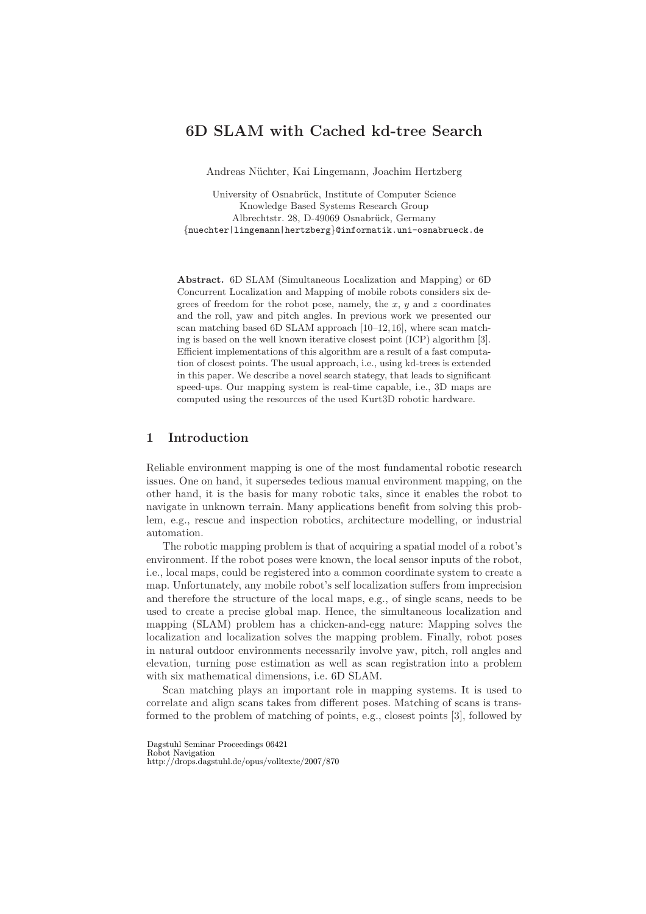# 6D SLAM with Cached kd-tree Search

Andreas Nüchter, Kai Lingemann, Joachim Hertzberg

University of Osnabrück, Institute of Computer Science
Knowledge Based Systems Research Group
Albrechtstr. 28, D-49069 Osnabrück, Germany
{nuechter|lingemann|hertzberg}@informatik.uni-osnabrueck.de

**Abstract.** 6D SLAM (Simultaneous Localization and Mapping) or 6D Concurrent Localization and Mapping of mobile robots considers six degrees of freedom for the robot pose, namely, the $x$, $y$ and $z$ coordinates and the roll, yaw and pitch angles. In previous work we presented our scan matching based 6D SLAM approach [10–12, 16], where scan matching is based on the well known iterative closest point (ICP) algorithm [3]. Efficient implementations of this algorithm are a result of a fast computation of closest points. The usual approach, i.e., using kd-trees is extended in this paper. We describe a novel search stategy, that leads to significant speed-ups. Our mapping system is real-time capable, i.e., 3D maps are computed using the resources of the used Kurt3D robotic hardware.

## 1 Introduction

Reliable environment mapping is one of the most fundamental robotic research issues. One on hand, it supersedes tedious manual environment mapping, on the other hand, it is the basis for many robotic taks, since it enables the robot to navigate in unknown terrain. Many applications benefit from solving this problem, e.g., rescue and inspection robotics, architecture modelling, or industrial automation.

The robotic mapping problem is that of acquiring a spatial model of a robot's environment. If the robot poses were known, the local sensor inputs of the robot, i.e., local maps, could be registered into a common coordinate system to create a map. Unfortunately, any mobile robot's self localization suffers from imprecision and therefore the structure of the local maps, e.g., of single scans, needs to be used to create a precise global map. Hence, the simultaneous localization and mapping (SLAM) problem has a chicken-and-egg nature: Mapping solves the localization and localization solves the mapping problem. Finally, robot poses in natural outdoor environments necessarily involve yaw, pitch, roll angles and elevation, turning pose estimation as well as scan registration into a problem with six mathematical dimensions, i.e. 6D SLAM.

Scan matching plays an important role in mapping systems. It is used to correlate and align scans takes from different poses. Matching of scans is transformed to the problem of matching of points, e.g., closest points [3], followed by

Dagstuhl Seminar Proceedings 06421
Robot Navigation
http://drops.dagstuhl.de/opus/volltexte/2007/870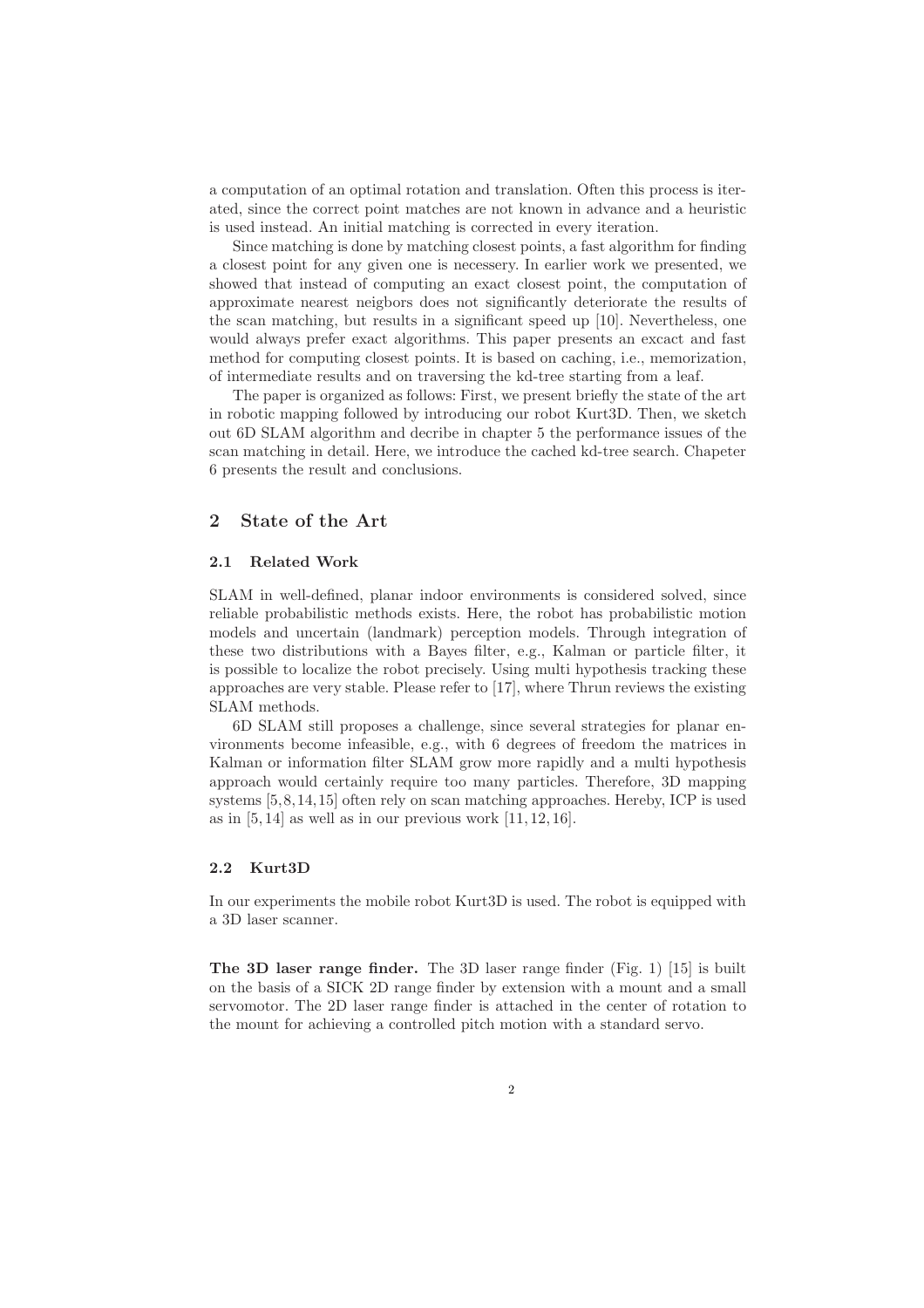a computation of an optimal rotation and translation. Often this process is iterated, since the correct point matches are not known in advance and a heuristic is used instead. An initial matching is corrected in every iteration.

Since matching is done by matching closest points, a fast algorithm for finding a closest point for any given one is necessery. In earlier work we presented, we showed that instead of computing an exact closest point, the computation of approximate nearest neigbors does not significantly deteriorate the results of the scan matching, but results in a significant speed up [10]. Nevertheless, one would always prefer exact algorithms. This paper presents an excact and fast method for computing closest points. It is based on caching, i.e., memorization, of intermediate results and on traversing the kd-tree starting from a leaf.

The paper is organized as follows: First, we present briefly the state of the art in robotic mapping followed by introducing our robot Kurt3D. Then, we sketch out 6D SLAM algorithm and decribe in chapter 5 the performance issues of the scan matching in detail. Here, we introduce the cached kd-tree search. Chapeter 6 presents the result and conclusions.

## 2 State of the Art

### 2.1 Related Work

SLAM in well-defined, planar indoor environments is considered solved, since reliable probabilistic methods exists. Here, the robot has probabilistic motion models and uncertain (landmark) perception models. Through integration of these two distributions with a Bayes filter, e.g., Kalman or particle filter, it is possible to localize the robot precisely. Using multi hypothesis tracking these approaches are very stable. Please refer to [17], where Thrun reviews the existing SLAM methods.

6D SLAM still proposes a challenge, since several strategies for planar environments become infeasible, e.g., with 6 degrees of freedom the matrices in Kalman or information filter SLAM grow more rapidly and a multi hypothesis approach would certainly require too many particles. Therefore, 3D mapping systems [5,8,14,15] often rely on scan matching approaches. Hereby, ICP is used as in [5,14] as well as in our previous work [11,12,16].

### 2.2 Kurt3D

In our experiments the mobile robot Kurt3D is used. The robot is equipped with a 3D laser scanner.

**The 3D laser range finder.** The 3D laser range finder (Fig. 1) [15] is built on the basis of a SICK 2D range finder by extension with a mount and a small servomotor. The 2D laser range finder is attached in the center of rotation to the mount for achieving a controlled pitch motion with a standard servo.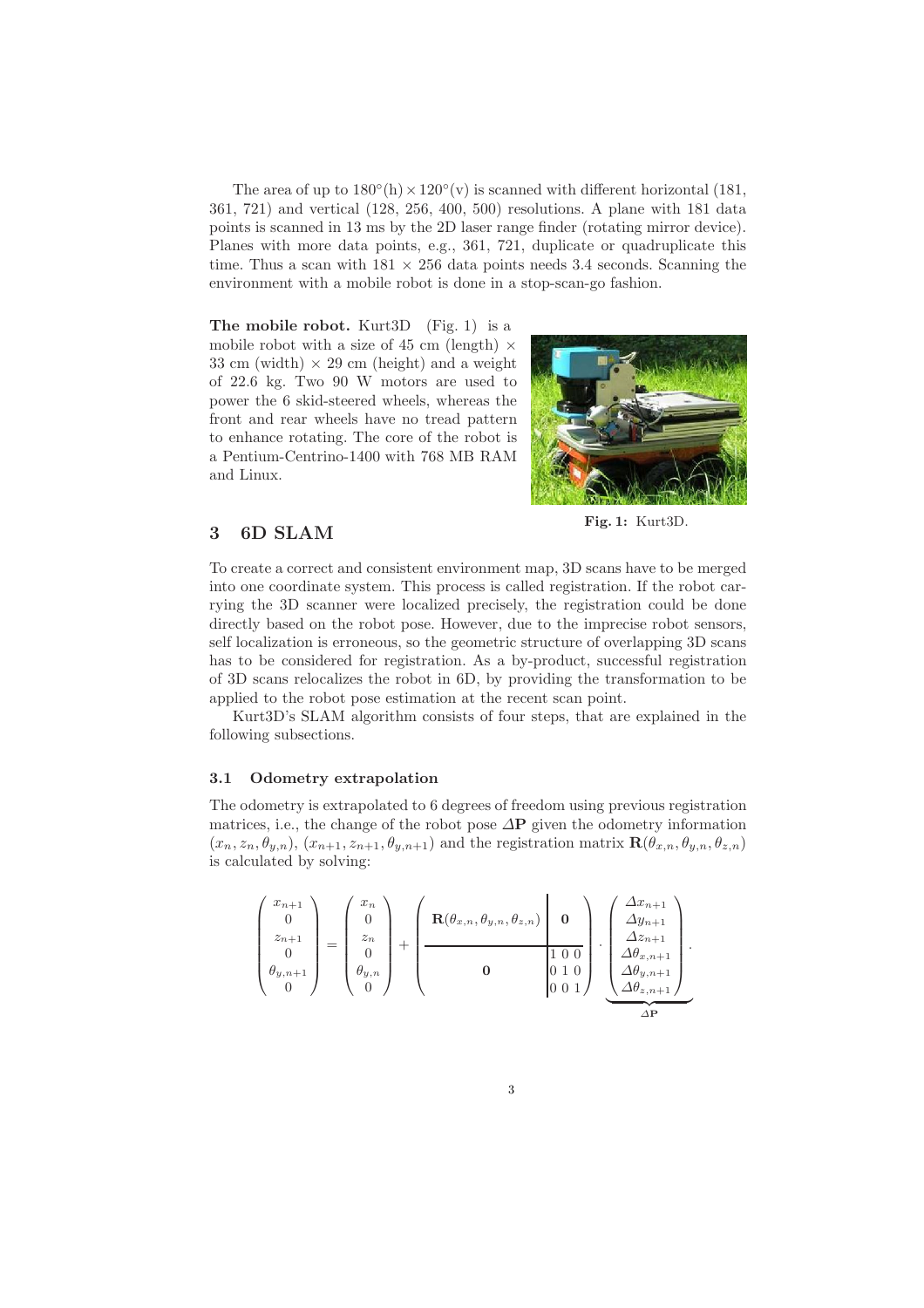The area of up to $180°(\text{h}) \times 120°(\text{v})$ is scanned with different horizontal (181, 361, 721) and vertical (128, 256, 400, 500) resolutions. A plane with 181 data points is scanned in 13 ms by the 2D laser range finder (rotating mirror device). Planes with more data points, e.g., 361, 721, duplicate or quadruplicate this time. Thus a scan with $181 \times 256$ data points needs 3.4 seconds. Scanning the environment with a mobile robot is done in a stop-scan-go fashion.

**The mobile robot.** Kurt3D (Fig. 1) is a mobile robot with a size of 45 cm (length) $\times$ 33 cm (width) $\times$ 29 cm (height) and a weight of 22.6 kg. Two 90 W motors are used to power the 6 skid-steered wheels, whereas the front and rear wheels have no tread pattern to enhance rotating. The core of the robot is a Pentium-Centrino-1400 with 768 MB RAM and Linux.

**Fig. 1:** Kurt3D.

## 3 6D SLAM

To create a correct and consistent environment map, 3D scans have to be merged into one coordinate system. This process is called registration. If the robot carrying the 3D scanner were localized precisely, the registration could be done directly based on the robot pose. However, due to the imprecise robot sensors, self localization is erroneous, so the geometric structure of overlapping 3D scans has to be considered for registration. As a by-product, successful registration of 3D scans relocalizes the robot in 6D, by providing the transformation to be applied to the robot pose estimation at the recent scan point.

Kurt3D's SLAM algorithm consists of four steps, that are explained in the following subsections.

### 3.1 Odometry extrapolation

The odometry is extrapolated to 6 degrees of freedom using previous registration matrices, i.e., the change of the robot pose $\Delta\mathbf{P}$ given the odometry information $(x_n, z_n, \theta_{y,n})$, $(x_{n+1}, z_{n+1}, \theta_{y,n+1})$ and the registration matrix $\mathbf{R}(\theta_{x,n}, \theta_{y,n}, \theta_{z,n})$ is calculated by solving:

$$
\begin{pmatrix} x_{n+1} \\ 0 \\ z_{n+1} \\ 0 \\ \theta_{y,n+1} \\ 0 \end{pmatrix} = \begin{pmatrix} x_n \\ 0 \\ z_n \\ 0 \\ \theta_{y,n} \\ 0 \end{pmatrix} + \left( \begin{array}{c|c} \mathbf{R}(\theta_{x,n}, \theta_{y,n}, \theta_{z,n}) & \mathbf{0} \\ \hline \mathbf{0} & \begin{matrix} 1 & 0 & 0 \\ 0 & 1 & 0 \\ 0 & 0 & 1 \end{matrix} \end{array} \right) \cdot \underbrace{\begin{pmatrix} \Delta x_{n+1} \\ \Delta y_{n+1} \\ \Delta z_{n+1} \\ \Delta\theta_{x,n+1} \\ \Delta\theta_{y,n+1} \\ \Delta\theta_{z,n+1} \end{pmatrix}}_{\Delta\mathbf{P}}.
$$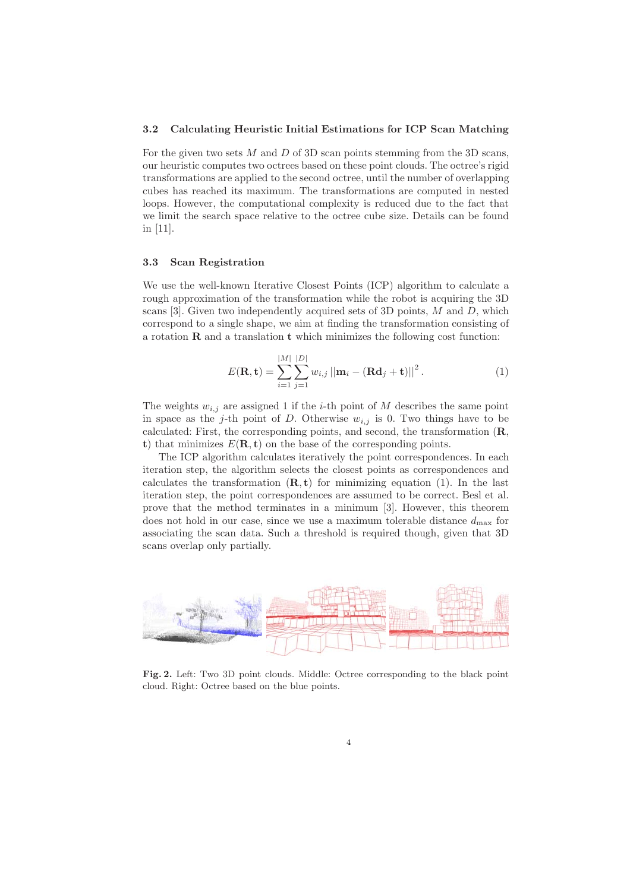### 3.2 Calculating Heuristic Initial Estimations for ICP Scan Matching

For the given two sets $M$ and $D$ of 3D scan points stemming from the 3D scans, our heuristic computes two octrees based on these point clouds. The octree's rigid transformations are applied to the second octree, until the number of overlapping cubes has reached its maximum. The transformations are computed in nested loops. However, the computational complexity is reduced due to the fact that we limit the search space relative to the octree cube size. Details can be found in [11].

### 3.3 Scan Registration

We use the well-known Iterative Closest Points (ICP) algorithm to calculate a rough approximation of the transformation while the robot is acquiring the 3D scans [3]. Given two independently acquired sets of 3D points, $M$ and $D$, which correspond to a single shape, we aim at finding the transformation consisting of a rotation $\mathbf{R}$ and a translation $\mathbf{t}$ which minimizes the following cost function:

$$E(\mathbf{R}, \mathbf{t}) = \sum_{i=1}^{|M|} \sum_{j=1}^{|D|} w_{i,j} \left|\left| \mathbf{m}_i - (\mathbf{R}\mathbf{d}_j + \mathbf{t}) \right|\right|^2 . \quad (1)$$

The weights $w_{i,j}$ are assigned 1 if the $i$-th point of $M$ describes the same point in space as the $j$-th point of $D$. Otherwise $w_{i,j}$ is 0. Two things have to be calculated: First, the corresponding points, and second, the transformation ($\mathbf{R}$, $\mathbf{t}$) that minimizes $E(\mathbf{R}, \mathbf{t})$ on the base of the corresponding points.

The ICP algorithm calculates iteratively the point correspondences. In each iteration step, the algorithm selects the closest points as correspondences and calculates the transformation $(\mathbf{R}, \mathbf{t})$ for minimizing equation (1). In the last iteration step, the point correspondences are assumed to be correct. Besl et al. prove that the method terminates in a minimum [3]. However, this theorem does not hold in our case, since we use a maximum tolerable distance $d_{\max}$ for associating the scan data. Such a threshold is required though, given that 3D scans overlap only partially.

**Fig. 2.** Left: Two 3D point clouds. Middle: Octree corresponding to the black point cloud. Right: Octree based on the blue points.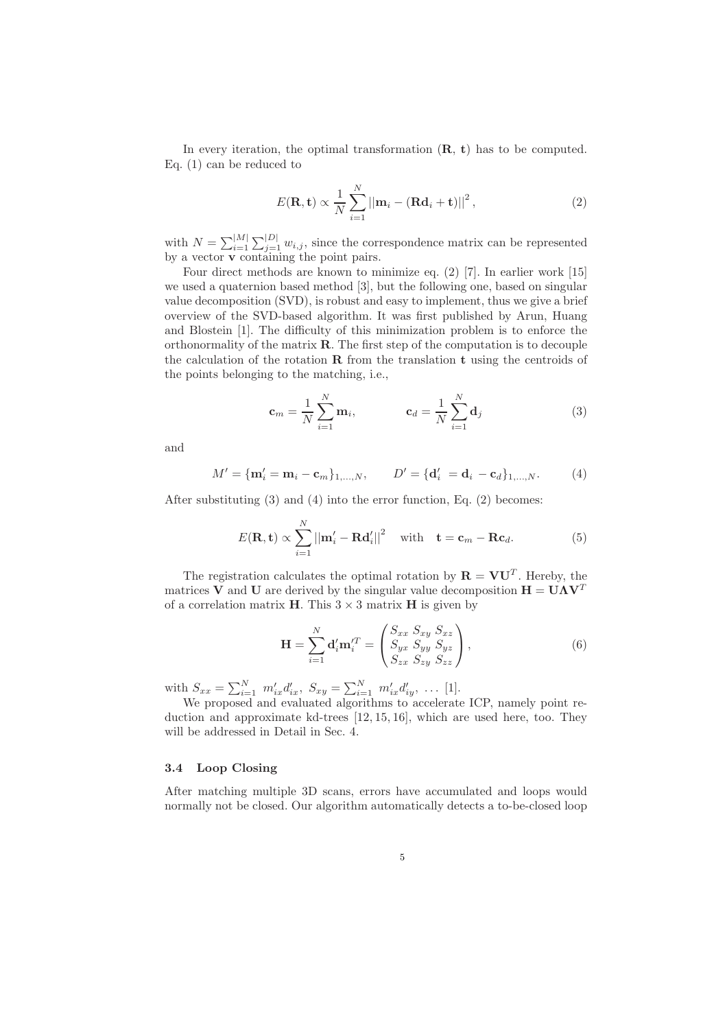In every iteration, the optimal transformation ($\mathbf{R}$, $\mathbf{t}$) has to be computed. Eq. (1) can be reduced to

$$E(\mathbf{R}, \mathbf{t}) \propto \frac{1}{N} \sum_{i=1}^{N} ||\mathbf{m}_i - (\mathbf{R}\mathbf{d}_i + \mathbf{t})||^2, \tag{2}$$

with $N = \sum_{i=1}^{|M|} \sum_{j=1}^{|D|} w_{i,j}$, since the correspondence matrix can be represented by a vector $\mathbf{v}$ containing the point pairs.

Four direct methods are known to minimize eq. (2) [7]. In earlier work [15] we used a quaternion based method [3], but the following one, based on singular value decomposition (SVD), is robust and easy to implement, thus we give a brief overview of the SVD-based algorithm. It was first published by Arun, Huang and Blostein [1]. The difficulty of this minimization problem is to enforce the orthonormality of the matrix $\mathbf{R}$. The first step of the computation is to decouple the calculation of the rotation $\mathbf{R}$ from the translation $\mathbf{t}$ using the centroids of the points belonging to the matching, i.e.,

$$\mathbf{c}_m = \frac{1}{N} \sum_{i=1}^{N} \mathbf{m}_i, \qquad \mathbf{c}_d = \frac{1}{N} \sum_{i=1}^{N} \mathbf{d}_j \tag{3}$$

and

$$M' = \{\mathbf{m}'_i = \mathbf{m}_i - \mathbf{c}_m\}_{1,\ldots,N}, \qquad D' = \{\mathbf{d}'_i = \mathbf{d}_i - \mathbf{c}_d\}_{1,\ldots,N}. \tag{4}$$

After substituting (3) and (4) into the error function, Eq. (2) becomes:

$$E(\mathbf{R}, \mathbf{t}) \propto \sum_{i=1}^{N} ||\mathbf{m}'_i - \mathbf{R}\mathbf{d}'_i||^2 \quad \text{with} \quad \mathbf{t} = \mathbf{c}_m - \mathbf{R}\mathbf{c}_d. \tag{5}$$

The registration calculates the optimal rotation by $\mathbf{R} = \mathbf{V}\mathbf{U}^T$. Hereby, the matrices $\mathbf{V}$ and $\mathbf{U}$ are derived by the singular value decomposition $\mathbf{H} = \mathbf{U}\mathbf{\Lambda}\mathbf{V}^T$ of a correlation matrix $\mathbf{H}$. This $3 \times 3$ matrix $\mathbf{H}$ is given by

$$\mathbf{H} = \sum_{i=1}^{N} \mathbf{d}'_i \mathbf{m}'^T_i = \begin{pmatrix} S_{xx} & S_{xy} & S_{xz} \\ S_{yx} & S_{yy} & S_{yz} \\ S_{zx} & S_{zy} & S_{zz} \end{pmatrix}, \tag{6}$$

with $S_{xx} = \sum_{i=1}^{N} m'_{ix} d'_{ix}$, $S_{xy} = \sum_{i=1}^{N} m'_{ix} d'_{iy}$, $\ldots$ [1].

We proposed and evaluated algorithms to accelerate ICP, namely point reduction and approximate kd-trees [12, 15, 16], which are used here, too. They will be addressed in Detail in Sec. 4.

### 3.4 Loop Closing

After matching multiple 3D scans, errors have accumulated and loops would normally not be closed. Our algorithm automatically detects a to-be-closed loop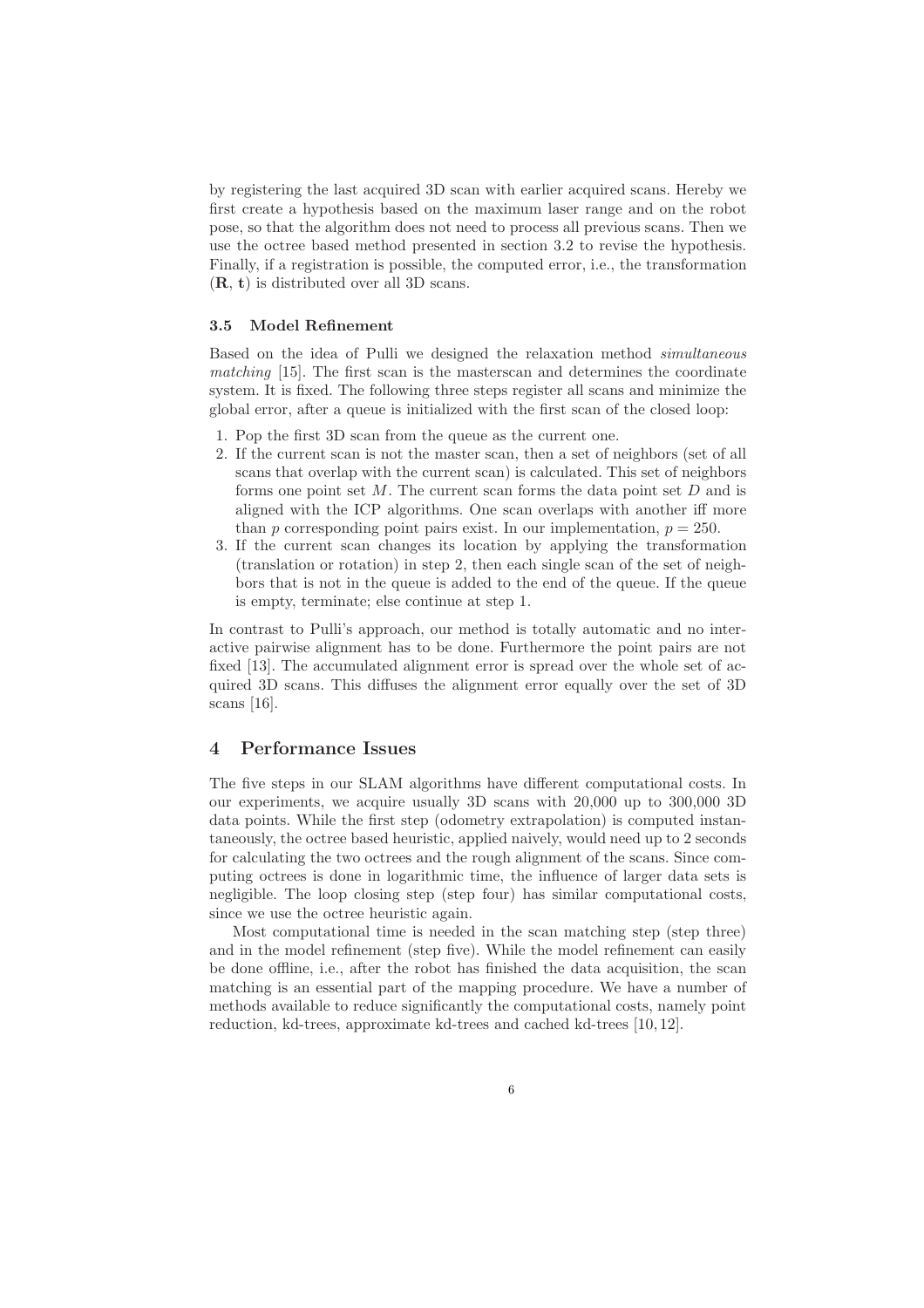by registering the last acquired 3D scan with earlier acquired scans. Hereby we first create a hypothesis based on the maximum laser range and on the robot pose, so that the algorithm does not need to process all previous scans. Then we use the octree based method presented in section 3.2 to revise the hypothesis. Finally, if a registration is possible, the computed error, i.e., the transformation $(\mathbf{R}, \mathbf{t})$ is distributed over all 3D scans.

### 3.5 Model Refinement

Based on the idea of Pulli we designed the relaxation method *simultaneous matching* [15]. The first scan is the masterscan and determines the coordinate system. It is fixed. The following three steps register all scans and minimize the global error, after a queue is initialized with the first scan of the closed loop:

1. Pop the first 3D scan from the queue as the current one.
2. If the current scan is not the master scan, then a set of neighbors (set of all scans that overlap with the current scan) is calculated. This set of neighbors forms one point set $M$. The current scan forms the data point set $D$ and is aligned with the ICP algorithms. One scan overlaps with another iff more than $p$ corresponding point pairs exist. In our implementation, $p = 250$.
3. If the current scan changes its location by applying the transformation (translation or rotation) in step 2, then each single scan of the set of neighbors that is not in the queue is added to the end of the queue. If the queue is empty, terminate; else continue at step 1.

In contrast to Pulli's approach, our method is totally automatic and no interactive pairwise alignment has to be done. Furthermore the point pairs are not fixed [13]. The accumulated alignment error is spread over the whole set of acquired 3D scans. This diffuses the alignment error equally over the set of 3D scans [16].

## 4 Performance Issues

The five steps in our SLAM algorithms have different computational costs. In our experiments, we acquire usually 3D scans with 20,000 up to 300,000 3D data points. While the first step (odometry extrapolation) is computed instantaneously, the octree based heuristic, applied naively, would need up to 2 seconds for calculating the two octrees and the rough alignment of the scans. Since computing octrees is done in logarithmic time, the influence of larger data sets is negligible. The loop closing step (step four) has similar computational costs, since we use the octree heuristic again.

Most computational time is needed in the scan matching step (step three) and in the model refinement (step five). While the model refinement can easily be done offline, i.e., after the robot has finished the data acquisition, the scan matching is an essential part of the mapping procedure. We have a number of methods available to reduce significantly the computational costs, namely point reduction, kd-trees, approximate kd-trees and cached kd-trees [10, 12].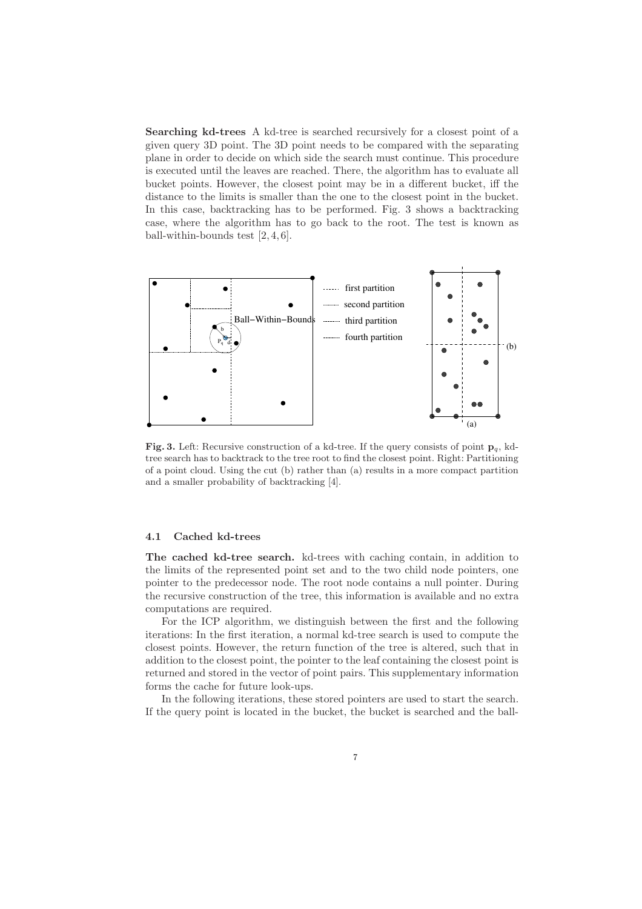**Searching kd-trees** A kd-tree is searched recursively for a closest point of a given query 3D point. The 3D point needs to be compared with the separating plane in order to decide on which side the search must continue. This procedure is executed until the leaves are reached. There, the algorithm has to evaluate all bucket points. However, the closest point may be in a different bucket, iff the distance to the limits is smaller than the one to the closest point in the bucket. In this case, backtracking has to be performed. Fig. 3 shows a backtracking case, where the algorithm has to go back to the root. The test is known as ball-within-bounds test [2, 4, 6].

Ball−Within−Bounds

b

$P_q$

d

first partition

second partition

third partition

fourth partition

(b)

(a)

**Fig. 3.** Left: Recursive construction of a kd-tree. If the query consists of point $\mathbf{p}_q$, kd-tree search has to backtrack to the tree root to find the closest point. Right: Partitioning of a point cloud. Using the cut (b) rather than (a) results in a more compact partition and a smaller probability of backtracking [4].

### 4.1 Cached kd-trees

**The cached kd-tree search.** kd-trees with caching contain, in addition to the limits of the represented point set and to the two child node pointers, one pointer to the predecessor node. The root node contains a null pointer. During the recursive construction of the tree, this information is available and no extra computations are required.

For the ICP algorithm, we distinguish between the first and the following iterations: In the first iteration, a normal kd-tree search is used to compute the closest points. However, the return function of the tree is altered, such that in addition to the closest point, the pointer to the leaf containing the closest point is returned and stored in the vector of point pairs. This supplementary information forms the cache for future look-ups.

In the following iterations, these stored pointers are used to start the search. If the query point is located in the bucket, the bucket is searched and the ball-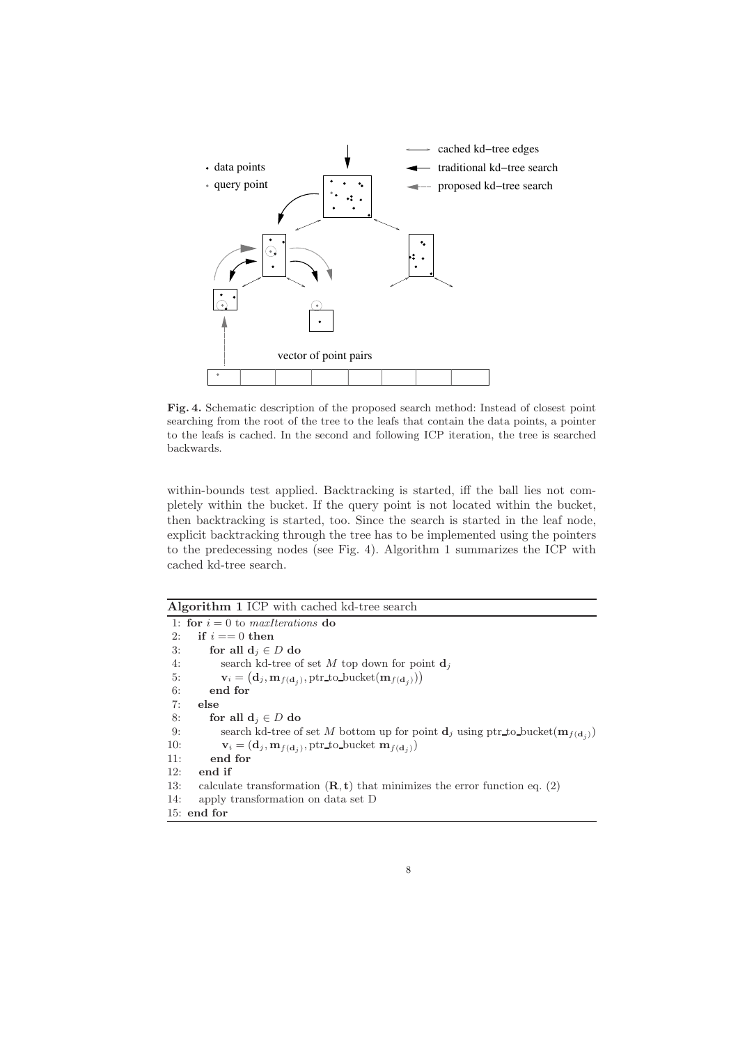**Fig. 4.** Schematic description of the proposed search method: Instead of closest point searching from the root of the tree to the leafs that contain the data points, a pointer to the leafs is cached. In the second and following ICP iteration, the tree is searched backwards.

within-bounds test applied. Backtracking is started, iff the ball lies not completely within the bucket. If the query point is not located within the bucket, then backtracking is started, too. Since the search is started in the leaf node, explicit backtracking through the tree has to be implemented using the pointers to the predecessing nodes (see Fig. 4). Algorithm 1 summarizes the ICP with cached kd-tree search.

**Algorithm 1** ICP with cached kd-tree search

```
 1: for i = 0 to maxIterations do
 2:   if i == 0 then
 3:     for all d_j ∈ D do
 4:       search kd-tree of set M top down for point d_j
 5:       v_i = (d_j, m_f(d_j), ptr_to_bucket(m_f(d_j)))
 6:     end for
 7:   else
 8:     for all d_j ∈ D do
 9:       search kd-tree of set M bottom up for point d_j using ptr_to_bucket(m_f(d_j))
10:       v_i = (d_j, m_f(d_j), ptr_to_bucket m_f(d_j))
11:     end for
12:   end if
13:   calculate transformation (R, t) that minimizes the error function eq. (2)
14:   apply transformation on data set D
15: end for
```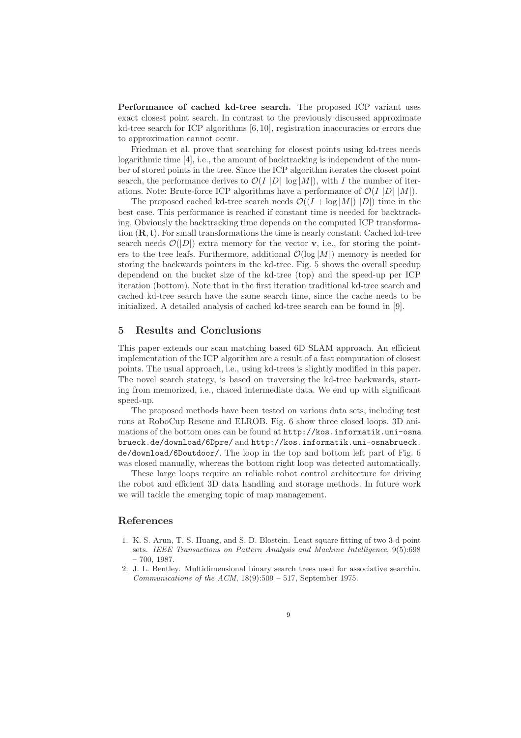**Performance of cached kd-tree search.** The proposed ICP variant uses exact closest point search. In contrast to the previously discussed approximate kd-tree search for ICP algorithms [6, 10], registration inaccuracies or errors due to approximation cannot occur.

Friedman et al. prove that searching for closest points using kd-trees needs logarithmic time [4], i.e., the amount of backtracking is independent of the number of stored points in the tree. Since the ICP algorithm iterates the closest point search, the performance derives to $\mathcal{O}(I\ |D|\ \log|M|)$, with $I$ the number of iterations. Note: Brute-force ICP algorithms have a performance of $\mathcal{O}(I\ |D|\ |M|)$.

The proposed cached kd-tree search needs $\mathcal{O}((I + \log|M|)\ |D|)$ time in the best case. This performance is reached if constant time is needed for backtracking. Obviously the backtracking time depends on the computed ICP transformation $(\mathbf{R}, \mathbf{t})$. For small transformations the time is nearly constant. Cached kd-tree search needs $\mathcal{O}(|D|)$ extra memory for the vector $\mathbf{v}$, i.e., for storing the pointers to the tree leafs. Furthermore, additional $\mathcal{O}(\log|M|)$ memory is needed for storing the backwards pointers in the kd-tree. Fig. 5 shows the overall speedup dependend on the bucket size of the kd-tree (top) and the speed-up per ICP iteration (bottom). Note that in the first iteration traditional kd-tree search and cached kd-tree search have the same search time, since the cache needs to be initialized. A detailed analysis of cached kd-tree search can be found in [9].

## 5 Results and Conclusions

This paper extends our scan matching based 6D SLAM approach. An efficient implementation of the ICP algorithm are a result of a fast computation of closest points. The usual approach, i.e., using kd-trees is slightly modified in this paper. The novel search stategy, is based on traversing the kd-tree backwards, starting from memorized, i.e., chaced intermediate data. We end up with significant speed-up.

The proposed methods have been tested on various data sets, including test runs at RoboCup Rescue and ELROB. Fig. 6 show three closed loops. 3D animations of the bottom ones can be found at http://kos.informatik.uni-osnabrueck.de/download/6Dpre/ and http://kos.informatik.uni-osnabrueck.de/download/6Doutdoor/. The loop in the top and bottom left part of Fig. 6 was closed manually, whereas the bottom right loop was detected automatically.

These large loops require an reliable robot control architecture for driving the robot and efficient 3D data handling and storage methods. In future work we will tackle the emerging topic of map management.

## References

1. K. S. Arun, T. S. Huang, and S. D. Blostein. Least square fitting of two 3-d point sets. *IEEE Transactions on Pattern Analysis and Machine Intelligence*, 9(5):698 – 700, 1987.
2. J. L. Bentley. Multidimensional binary search trees used for associative searchin. *Communications of the ACM*, 18(9):509 – 517, September 1975.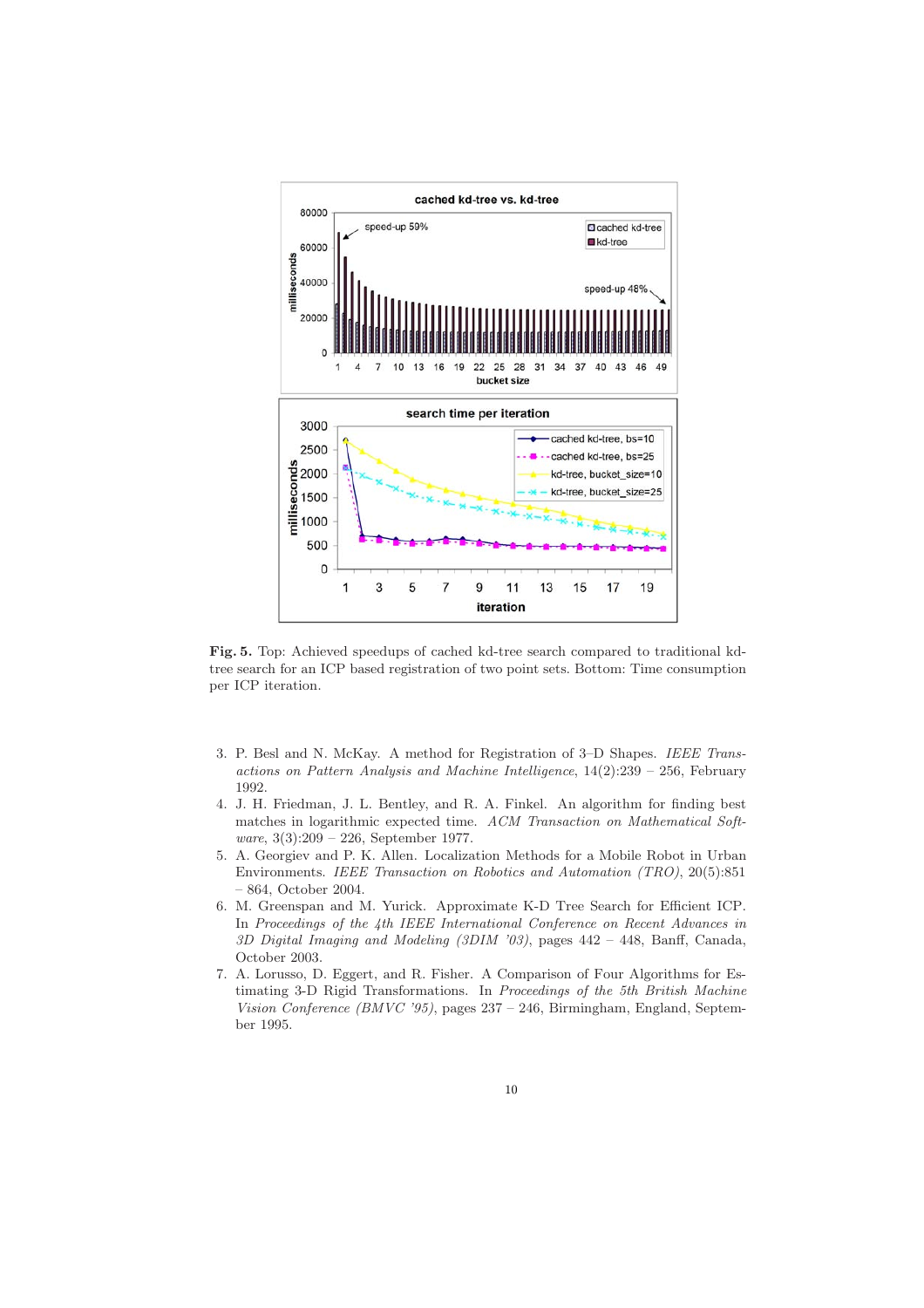**Fig. 5.** Top: Achieved speedups of cached kd-tree search compared to traditional kd-tree search for an ICP based registration of two point sets. Bottom: Time consumption per ICP iteration.

3. P. Besl and N. McKay. A method for Registration of 3–D Shapes. *IEEE Transactions on Pattern Analysis and Machine Intelligence*, 14(2):239 – 256, February 1992.
4. J. H. Friedman, J. L. Bentley, and R. A. Finkel. An algorithm for finding best matches in logarithmic expected time. *ACM Transaction on Mathematical Software*, 3(3):209 – 226, September 1977.
5. A. Georgiev and P. K. Allen. Localization Methods for a Mobile Robot in Urban Environments. *IEEE Transaction on Robotics and Automation (TRO)*, 20(5):851 – 864, October 2004.
6. M. Greenspan and M. Yurick. Approximate K-D Tree Search for Efficient ICP. In *Proceedings of the 4th IEEE International Conference on Recent Advances in 3D Digital Imaging and Modeling (3DIM '03)*, pages 442 – 448, Banff, Canada, October 2003.
7. A. Lorusso, D. Eggert, and R. Fisher. A Comparison of Four Algorithms for Estimating 3-D Rigid Transformations. In *Proceedings of the 5th British Machine Vision Conference (BMVC '95)*, pages 237 – 246, Birmingham, England, September 1995.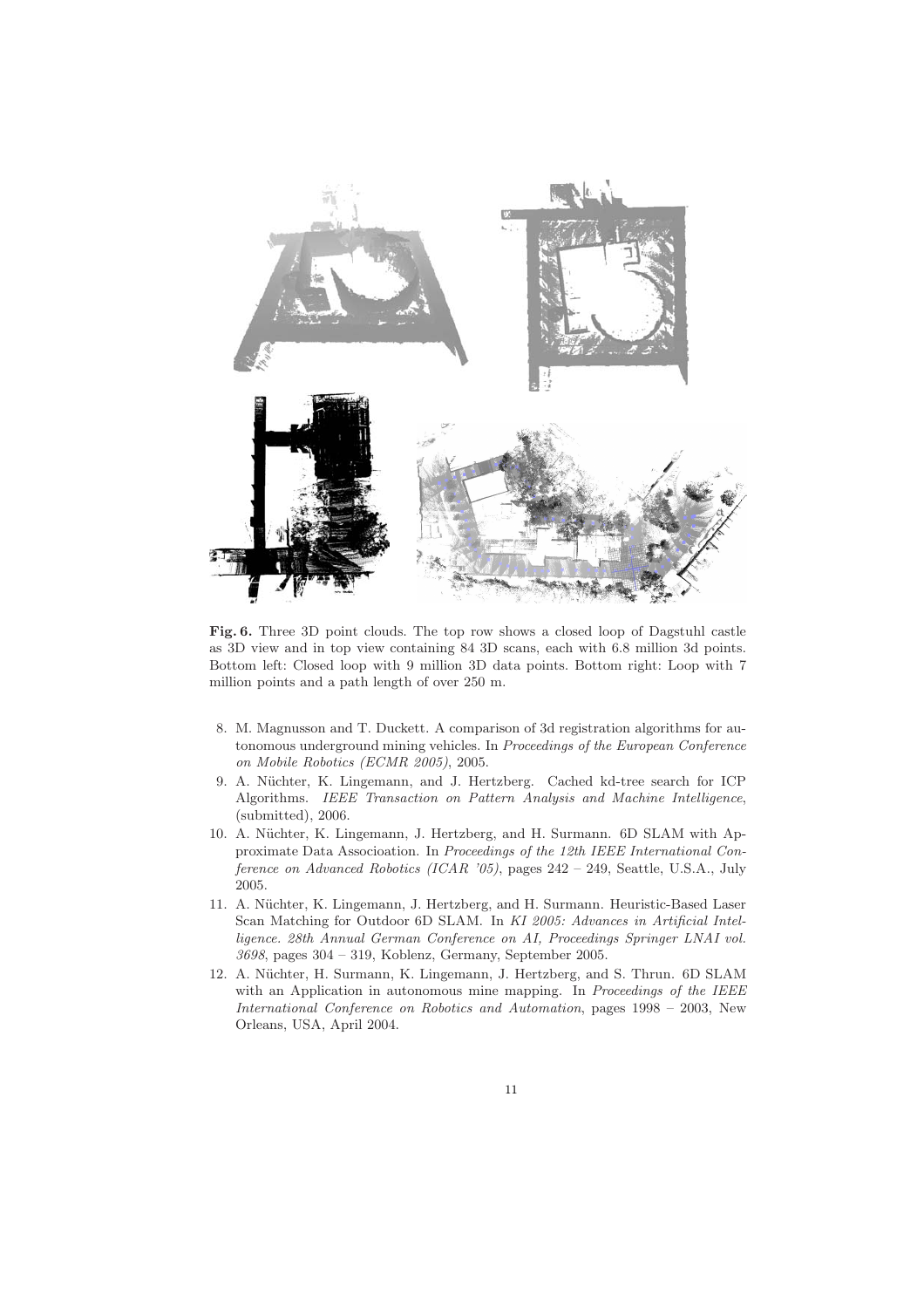**Fig. 6.** Three 3D point clouds. The top row shows a closed loop of Dagstuhl castle as 3D view and in top view containing 84 3D scans, each with 6.8 million 3d points. Bottom left: Closed loop with 9 million 3D data points. Bottom right: Loop with 7 million points and a path length of over 250 m.

8. M. Magnusson and T. Duckett. A comparison of 3d registration algorithms for autonomous underground mining vehicles. In *Proceedings of the European Conference on Mobile Robotics (ECMR 2005)*, 2005.
9. A. Nüchter, K. Lingemann, and J. Hertzberg. Cached kd-tree search for ICP Algorithms. *IEEE Transaction on Pattern Analysis and Machine Intelligence*, (submitted), 2006.
10. A. Nüchter, K. Lingemann, J. Hertzberg, and H. Surmann. 6D SLAM with Approximate Data Associoation. In *Proceedings of the 12th IEEE International Conference on Advanced Robotics (ICAR '05)*, pages 242 – 249, Seattle, U.S.A., July 2005.
11. A. Nüchter, K. Lingemann, J. Hertzberg, and H. Surmann. Heuristic-Based Laser Scan Matching for Outdoor 6D SLAM. In *KI 2005: Advances in Artificial Intelligence. 28th Annual German Conference on AI, Proceedings Springer LNAI vol. 3698*, pages 304 – 319, Koblenz, Germany, September 2005.
12. A. Nüchter, H. Surmann, K. Lingemann, J. Hertzberg, and S. Thrun. 6D SLAM with an Application in autonomous mine mapping. In *Proceedings of the IEEE International Conference on Robotics and Automation*, pages 1998 – 2003, New Orleans, USA, April 2004.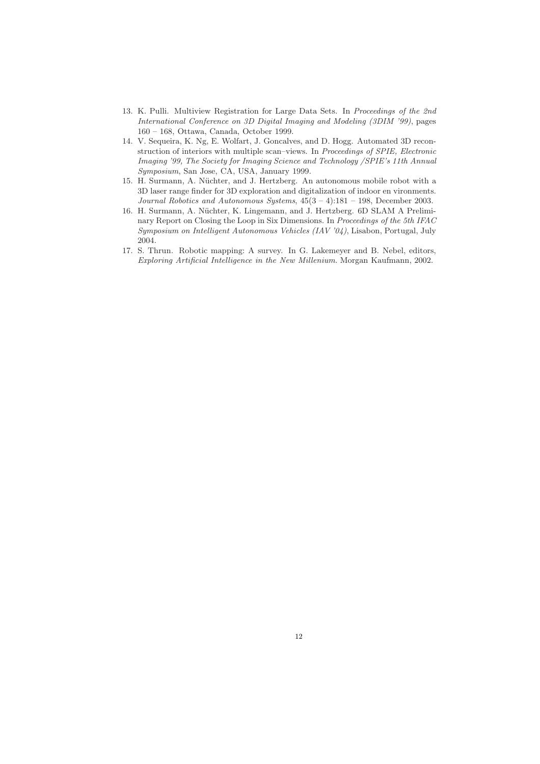13. K. Pulli. Multiview Registration for Large Data Sets. In *Proceedings of the 2nd International Conference on 3D Digital Imaging and Modeling (3DIM '99)*, pages 160 – 168, Ottawa, Canada, October 1999.
14. V. Sequeira, K. Ng, E. Wolfart, J. Goncalves, and D. Hogg. Automated 3D reconstruction of interiors with multiple scan–views. In *Proceedings of SPIE, Electronic Imaging '99, The Society for Imaging Science and Technology /SPIE's 11th Annual Symposium*, San Jose, CA, USA, January 1999.
15. H. Surmann, A. Nüchter, and J. Hertzberg. An autonomous mobile robot with a 3D laser range finder for 3D exploration and digitalization of indoor en vironments. *Journal Robotics and Autonomous Systems*, 45(3 – 4):181 – 198, December 2003.
16. H. Surmann, A. Nüchter, K. Lingemann, and J. Hertzberg. 6D SLAM A Preliminary Report on Closing the Loop in Six Dimensions. In *Proceedings of the 5th IFAC Symposium on Intelligent Autonomous Vehicles (IAV '04)*, Lisabon, Portugal, July 2004.
17. S. Thrun. Robotic mapping: A survey. In G. Lakemeyer and B. Nebel, editors, *Exploring Artificial Intelligence in the New Millenium*. Morgan Kaufmann, 2002.